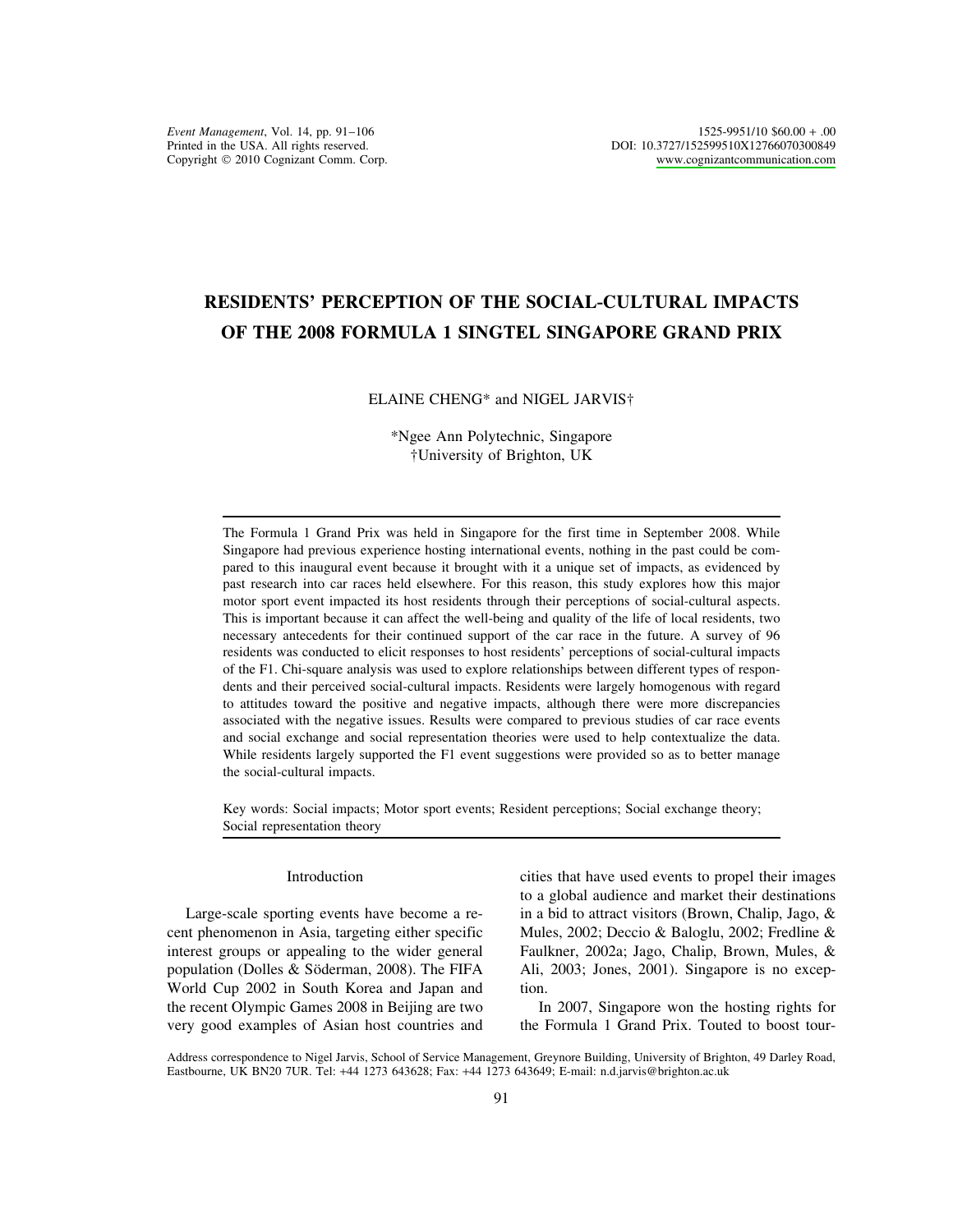# RESIDENTS' PERCEPTION OF THE SOCIAL-CULTURAL IMPACTS OF THE 2008 FORMULA 1 SINGTEL SINGAPORE GRAND PRIX

ELAINE CHENG* and NIGEL JARVIS†

*Ngee Ann Polytechnic, Singapore
†University of Brighton, UK

The Formula 1 Grand Prix was held in Singapore for the first time in September 2008. While Singapore had previous experience hosting international events, nothing in the past could be compared to this inaugural event because it brought with it a unique set of impacts, as evidenced by past research into car races held elsewhere. For this reason, this study explores how this major motor sport event impacted its host residents through their perceptions of social-cultural aspects. This is important because it can affect the well-being and quality of the life of local residents, two necessary antecedents for their continued support of the car race in the future. A survey of 96 residents was conducted to elicit responses to host residents' perceptions of social-cultural impacts of the F1. Chi-square analysis was used to explore relationships between different types of respondents and their perceived social-cultural impacts. Residents were largely homogenous with regard to attitudes toward the positive and negative impacts, although there were more discrepancies associated with the negative issues. Results were compared to previous studies of car race events and social exchange and social representation theories were used to help contextualize the data. While residents largely supported the F1 event suggestions were provided so as to better manage the social-cultural impacts.

Key words: Social impacts; Motor sport events; Resident perceptions; Social exchange theory; Social representation theory

## Introduction

Large-scale sporting events have become a recent phenomenon in Asia, targeting either specific interest groups or appealing to the wider general population (Dolles & Söderman, 2008). The FIFA World Cup 2002 in South Korea and Japan and the recent Olympic Games 2008 in Beijing are two very good examples of Asian host countries and cities that have used events to propel their images to a global audience and market their destinations in a bid to attract visitors (Brown, Chalip, Jago, & Mules, 2002; Deccio & Baloglu, 2002; Fredline & Faulkner, 2002a; Jago, Chalip, Brown, Mules, & Ali, 2003; Jones, 2001). Singapore is no exception.

In 2007, Singapore won the hosting rights for the Formula 1 Grand Prix. Touted to boost tour-

Address correspondence to Nigel Jarvis, School of Service Management, Greynore Building, University of Brighton, 49 Darley Road, Eastbourne, UK BN20 7UR. Tel: +44 1273 643628; Fax: +44 1273 643649; E-mail: n.d.jarvis@brighton.ac.uk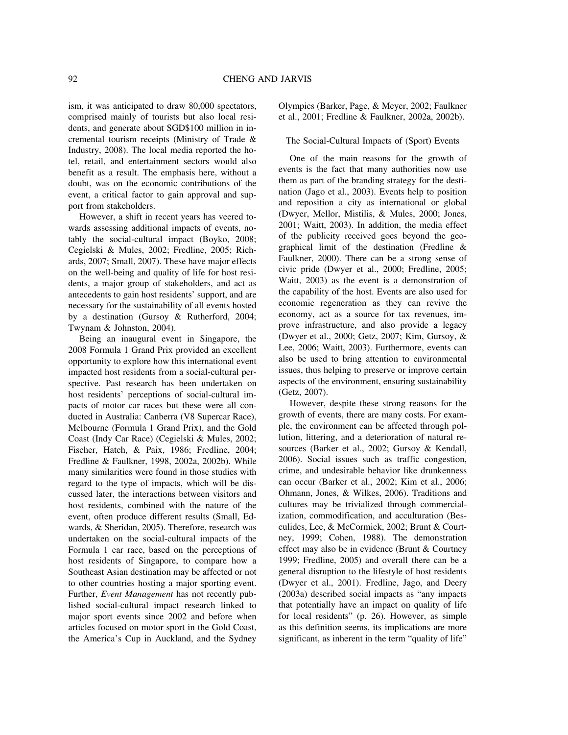ism, it was anticipated to draw 80,000 spectators, comprised mainly of tourists but also local residents, and generate about SGD$100 million in incremental tourism receipts (Ministry of Trade & Industry, 2008). The local media reported the hotel, retail, and entertainment sectors would also benefit as a result. The emphasis here, without a doubt, was on the economic contributions of the event, a critical factor to gain approval and support from stakeholders.

However, a shift in recent years has veered towards assessing additional impacts of events, notably the social-cultural impact (Boyko, 2008; Cegielski & Mules, 2002; Fredline, 2005; Richards, 2007; Small, 2007). These have major effects on the well-being and quality of life for host residents, a major group of stakeholders, and act as antecedents to gain host residents' support, and are necessary for the sustainability of all events hosted by a destination (Gursoy & Rutherford, 2004; Twynam & Johnston, 2004).

Being an inaugural event in Singapore, the 2008 Formula 1 Grand Prix provided an excellent opportunity to explore how this international event impacted host residents from a social-cultural perspective. Past research has been undertaken on host residents' perceptions of social-cultural impacts of motor car races but these were all conducted in Australia: Canberra (V8 Supercar Race), Melbourne (Formula 1 Grand Prix), and the Gold Coast (Indy Car Race) (Cegielski & Mules, 2002; Fischer, Hatch, & Paix, 1986; Fredline, 2004; Fredline & Faulkner, 1998, 2002a, 2002b). While many similarities were found in those studies with regard to the type of impacts, which will be discussed later, the interactions between visitors and host residents, combined with the nature of the event, often produce different results (Small, Edwards, & Sheridan, 2005). Therefore, research was undertaken on the social-cultural impacts of the Formula 1 car race, based on the perceptions of host residents of Singapore, to compare how a Southeast Asian destination may be affected or not to other countries hosting a major sporting event. Further, *Event Management* has not recently published social-cultural impact research linked to major sport events since 2002 and before when articles focused on motor sport in the Gold Coast, the America's Cup in Auckland, and the Sydney Olympics (Barker, Page, & Meyer, 2002; Faulkner et al., 2001; Fredline & Faulkner, 2002a, 2002b).

## The Social-Cultural Impacts of (Sport) Events

One of the main reasons for the growth of events is the fact that many authorities now use them as part of the branding strategy for the destination (Jago et al., 2003). Events help to position and reposition a city as international or global (Dwyer, Mellor, Mistilis, & Mules, 2000; Jones, 2001; Waitt, 2003). In addition, the media effect of the publicity received goes beyond the geographical limit of the destination (Fredline & Faulkner, 2000). There can be a strong sense of civic pride (Dwyer et al., 2000; Fredline, 2005; Waitt, 2003) as the event is a demonstration of the capability of the host. Events are also used for economic regeneration as they can revive the economy, act as a source for tax revenues, improve infrastructure, and also provide a legacy (Dwyer et al., 2000; Getz, 2007; Kim, Gursoy, & Lee, 2006; Waitt, 2003). Furthermore, events can also be used to bring attention to environmental issues, thus helping to preserve or improve certain aspects of the environment, ensuring sustainability (Getz, 2007).

However, despite these strong reasons for the growth of events, there are many costs. For example, the environment can be affected through pollution, littering, and a deterioration of natural resources (Barker et al., 2002; Gursoy & Kendall, 2006). Social issues such as traffic congestion, crime, and undesirable behavior like drunkenness can occur (Barker et al., 2002; Kim et al., 2006; Ohmann, Jones, & Wilkes, 2006). Traditions and cultures may be trivialized through commercialization, commodification, and acculturation (Besculides, Lee, & McCormick, 2002; Brunt & Courtney, 1999; Cohen, 1988). The demonstration effect may also be in evidence (Brunt & Courtney 1999; Fredline, 2005) and overall there can be a general disruption to the lifestyle of host residents (Dwyer et al., 2001). Fredline, Jago, and Deery (2003a) described social impacts as "any impacts that potentially have an impact on quality of life for local residents" (p. 26). However, as simple as this definition seems, its implications are more significant, as inherent in the term "quality of life"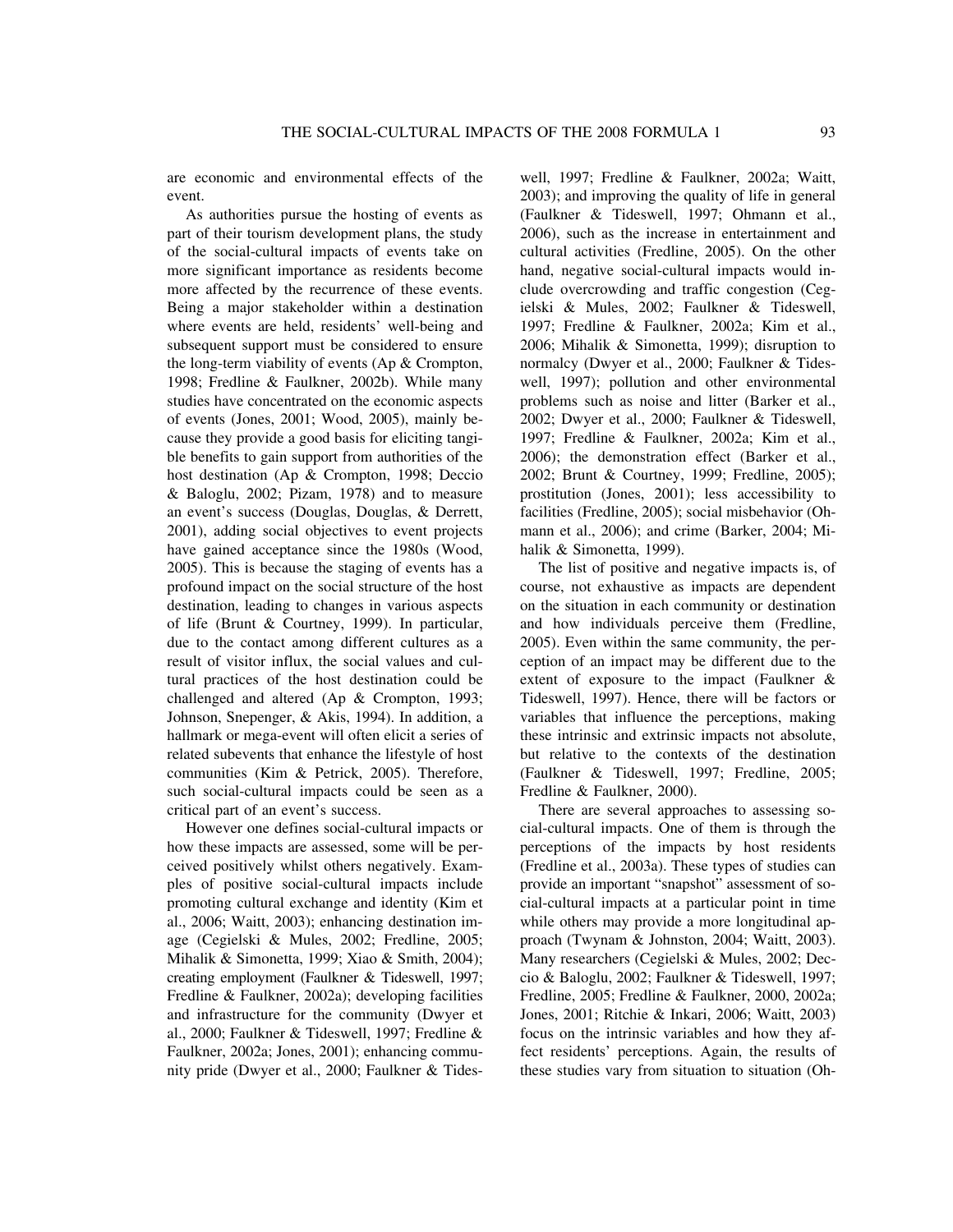are economic and environmental effects of the event.

As authorities pursue the hosting of events as part of their tourism development plans, the study of the social-cultural impacts of events take on more significant importance as residents become more affected by the recurrence of these events. Being a major stakeholder within a destination where events are held, residents' well-being and subsequent support must be considered to ensure the long-term viability of events (Ap & Crompton, 1998; Fredline & Faulkner, 2002b). While many studies have concentrated on the economic aspects of events (Jones, 2001; Wood, 2005), mainly because they provide a good basis for eliciting tangible benefits to gain support from authorities of the host destination (Ap & Crompton, 1998; Deccio & Baloglu, 2002; Pizam, 1978) and to measure an event's success (Douglas, Douglas, & Derrett, 2001), adding social objectives to event projects have gained acceptance since the 1980s (Wood, 2005). This is because the staging of events has a profound impact on the social structure of the host destination, leading to changes in various aspects of life (Brunt & Courtney, 1999). In particular, due to the contact among different cultures as a result of visitor influx, the social values and cultural practices of the host destination could be challenged and altered (Ap & Crompton, 1993; Johnson, Snepenger, & Akis, 1994). In addition, a hallmark or mega-event will often elicit a series of related subevents that enhance the lifestyle of host communities (Kim & Petrick, 2005). Therefore, such social-cultural impacts could be seen as a critical part of an event's success.

However one defines social-cultural impacts or how these impacts are assessed, some will be perceived positively whilst others negatively. Examples of positive social-cultural impacts include promoting cultural exchange and identity (Kim et al., 2006; Waitt, 2003); enhancing destination image (Cegielski & Mules, 2002; Fredline, 2005; Mihalik & Simonetta, 1999; Xiao & Smith, 2004); creating employment (Faulkner & Tideswell, 1997; Fredline & Faulkner, 2002a); developing facilities and infrastructure for the community (Dwyer et al., 2000; Faulkner & Tideswell, 1997; Fredline & Faulkner, 2002a; Jones, 2001); enhancing community pride (Dwyer et al., 2000; Faulkner & Tideswell, 1997; Fredline & Faulkner, 2002a; Waitt, 2003); and improving the quality of life in general (Faulkner & Tideswell, 1997; Ohmann et al., 2006), such as the increase in entertainment and cultural activities (Fredline, 2005). On the other hand, negative social-cultural impacts would include overcrowding and traffic congestion (Cegielski & Mules, 2002; Faulkner & Tideswell, 1997; Fredline & Faulkner, 2002a; Kim et al., 2006; Mihalik & Simonetta, 1999); disruption to normalcy (Dwyer et al., 2000; Faulkner & Tideswell, 1997); pollution and other environmental problems such as noise and litter (Barker et al., 2002; Dwyer et al., 2000; Faulkner & Tideswell, 1997; Fredline & Faulkner, 2002a; Kim et al., 2006); the demonstration effect (Barker et al., 2002; Brunt & Courtney, 1999; Fredline, 2005); prostitution (Jones, 2001); less accessibility to facilities (Fredline, 2005); social misbehavior (Ohmann et al., 2006); and crime (Barker, 2004; Mihalik & Simonetta, 1999).

The list of positive and negative impacts is, of course, not exhaustive as impacts are dependent on the situation in each community or destination and how individuals perceive them (Fredline, 2005). Even within the same community, the perception of an impact may be different due to the extent of exposure to the impact (Faulkner & Tideswell, 1997). Hence, there will be factors or variables that influence the perceptions, making these intrinsic and extrinsic impacts not absolute, but relative to the contexts of the destination (Faulkner & Tideswell, 1997; Fredline, 2005; Fredline & Faulkner, 2000).

There are several approaches to assessing social-cultural impacts. One of them is through the perceptions of the impacts by host residents (Fredline et al., 2003a). These types of studies can provide an important "snapshot" assessment of social-cultural impacts at a particular point in time while others may provide a more longitudinal approach (Twynam & Johnston, 2004; Waitt, 2003). Many researchers (Cegielski & Mules, 2002; Deccio & Baloglu, 2002; Faulkner & Tideswell, 1997; Fredline, 2005; Fredline & Faulkner, 2000, 2002a; Jones, 2001; Ritchie & Inkari, 2006; Waitt, 2003) focus on the intrinsic variables and how they affect residents' perceptions. Again, the results of these studies vary from situation to situation (Oh-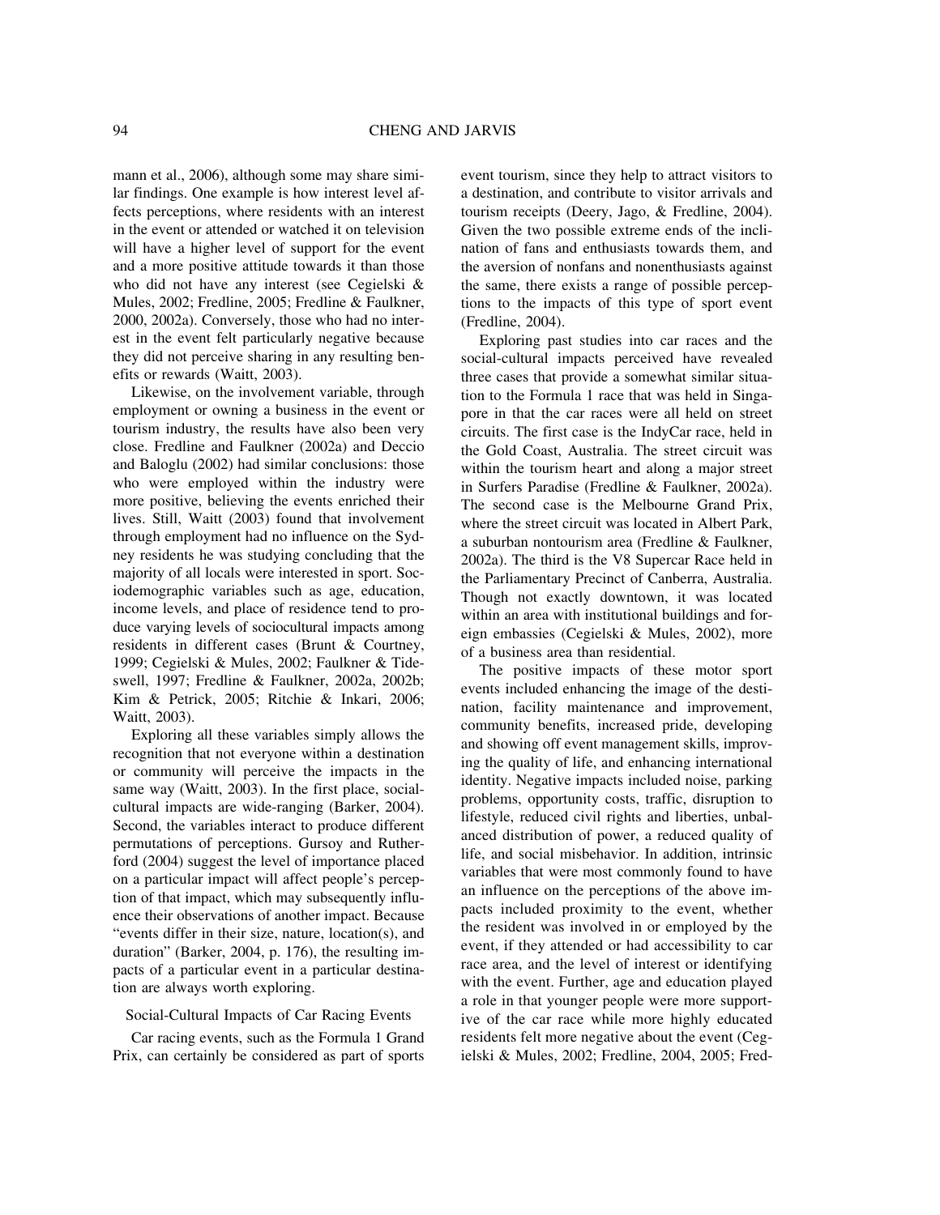mann et al., 2006), although some may share similar findings. One example is how interest level affects perceptions, where residents with an interest in the event or attended or watched it on television will have a higher level of support for the event and a more positive attitude towards it than those who did not have any interest (see Cegielski & Mules, 2002; Fredline, 2005; Fredline & Faulkner, 2000, 2002a). Conversely, those who had no interest in the event felt particularly negative because they did not perceive sharing in any resulting benefits or rewards (Waitt, 2003).

Likewise, on the involvement variable, through employment or owning a business in the event or tourism industry, the results have also been very close. Fredline and Faulkner (2002a) and Deccio and Baloglu (2002) had similar conclusions: those who were employed within the industry were more positive, believing the events enriched their lives. Still, Waitt (2003) found that involvement through employment had no influence on the Sydney residents he was studying concluding that the majority of all locals were interested in sport. Sociodemographic variables such as age, education, income levels, and place of residence tend to produce varying levels of sociocultural impacts among residents in different cases (Brunt & Courtney, 1999; Cegielski & Mules, 2002; Faulkner & Tideswell, 1997; Fredline & Faulkner, 2002a, 2002b; Kim & Petrick, 2005; Ritchie & Inkari, 2006; Waitt, 2003).

Exploring all these variables simply allows the recognition that not everyone within a destination or community will perceive the impacts in the same way (Waitt, 2003). In the first place, social-cultural impacts are wide-ranging (Barker, 2004). Second, the variables interact to produce different permutations of perceptions. Gursoy and Rutherford (2004) suggest the level of importance placed on a particular impact will affect people's perception of that impact, which may subsequently influence their observations of another impact. Because "events differ in their size, nature, location(s), and duration" (Barker, 2004, p. 176), the resulting impacts of a particular event in a particular destination are always worth exploring.

## Social-Cultural Impacts of Car Racing Events

Car racing events, such as the Formula 1 Grand Prix, can certainly be considered as part of sports event tourism, since they help to attract visitors to a destination, and contribute to visitor arrivals and tourism receipts (Deery, Jago, & Fredline, 2004). Given the two possible extreme ends of the inclination of fans and enthusiasts towards them, and the aversion of nonfans and nonenthusiasts against the same, there exists a range of possible perceptions to the impacts of this type of sport event (Fredline, 2004).

Exploring past studies into car races and the social-cultural impacts perceived have revealed three cases that provide a somewhat similar situation to the Formula 1 race that was held in Singapore in that the car races were all held on street circuits. The first case is the IndyCar race, held in the Gold Coast, Australia. The street circuit was within the tourism heart and along a major street in Surfers Paradise (Fredline & Faulkner, 2002a). The second case is the Melbourne Grand Prix, where the street circuit was located in Albert Park, a suburban nontourism area (Fredline & Faulkner, 2002a). The third is the V8 Supercar Race held in the Parliamentary Precinct of Canberra, Australia. Though not exactly downtown, it was located within an area with institutional buildings and foreign embassies (Cegielski & Mules, 2002), more of a business area than residential.

The positive impacts of these motor sport events included enhancing the image of the destination, facility maintenance and improvement, community benefits, increased pride, developing and showing off event management skills, improving the quality of life, and enhancing international identity. Negative impacts included noise, parking problems, opportunity costs, traffic, disruption to lifestyle, reduced civil rights and liberties, unbalanced distribution of power, a reduced quality of life, and social misbehavior. In addition, intrinsic variables that were most commonly found to have an influence on the perceptions of the above impacts included proximity to the event, whether the resident was involved in or employed by the event, if they attended or had accessibility to car race area, and the level of interest or identifying with the event. Further, age and education played a role in that younger people were more supportive of the car race while more highly educated residents felt more negative about the event (Cegielski & Mules, 2002; Fredline, 2004, 2005; Fred-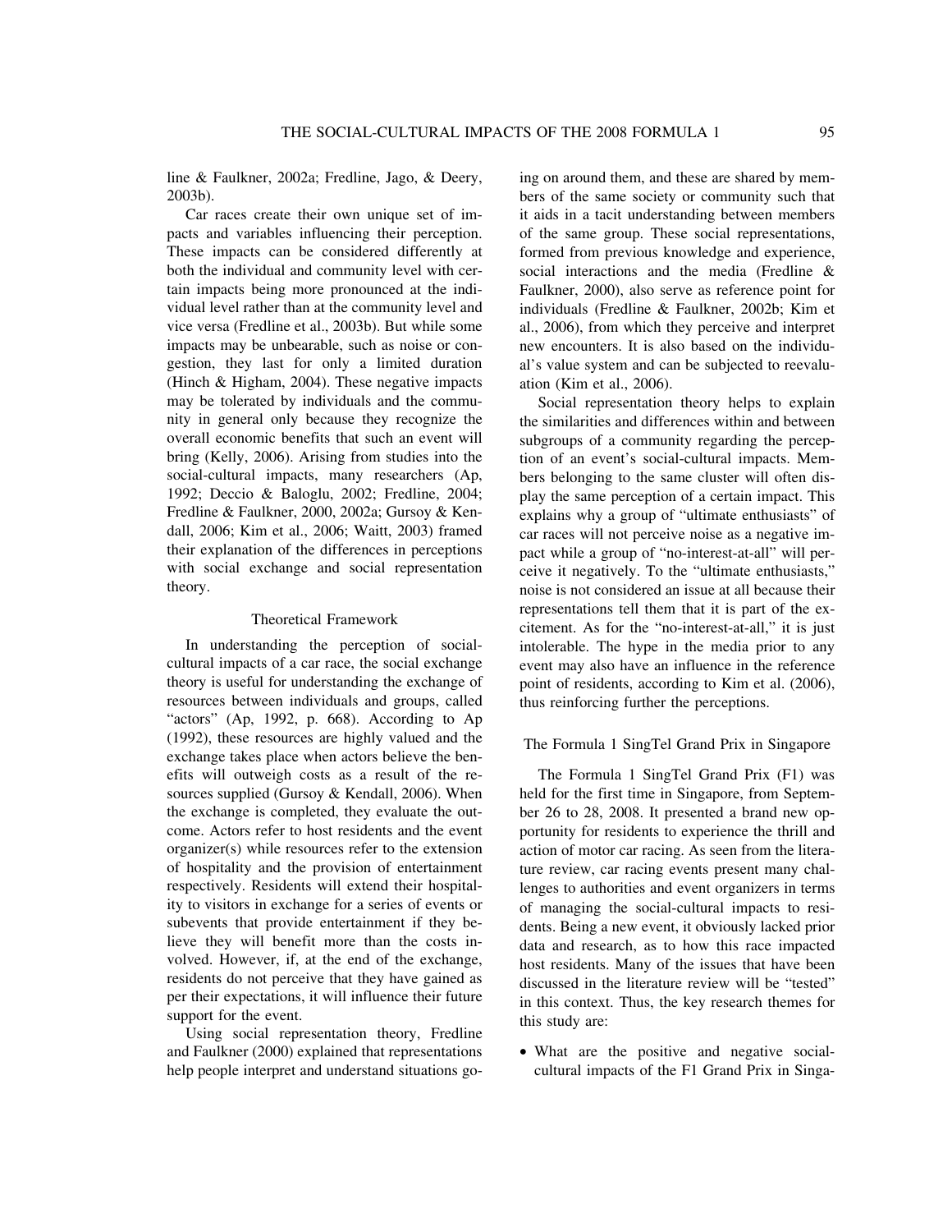line & Faulkner, 2002a; Fredline, Jago, & Deery, 2003b).

Car races create their own unique set of impacts and variables influencing their perception. These impacts can be considered differently at both the individual and community level with certain impacts being more pronounced at the individual level rather than at the community level and vice versa (Fredline et al., 2003b). But while some impacts may be unbearable, such as noise or congestion, they last for only a limited duration (Hinch & Higham, 2004). These negative impacts may be tolerated by individuals and the community in general only because they recognize the overall economic benefits that such an event will bring (Kelly, 2006). Arising from studies into the social-cultural impacts, many researchers (Ap, 1992; Deccio & Baloglu, 2002; Fredline, 2004; Fredline & Faulkner, 2000, 2002a; Gursoy & Kendall, 2006; Kim et al., 2006; Waitt, 2003) framed their explanation of the differences in perceptions with social exchange and social representation theory.

## Theoretical Framework

In understanding the perception of social-cultural impacts of a car race, the social exchange theory is useful for understanding the exchange of resources between individuals and groups, called "actors" (Ap, 1992, p. 668). According to Ap (1992), these resources are highly valued and the exchange takes place when actors believe the benefits will outweigh costs as a result of the resources supplied (Gursoy & Kendall, 2006). When the exchange is completed, they evaluate the outcome. Actors refer to host residents and the event organizer(s) while resources refer to the extension of hospitality and the provision of entertainment respectively. Residents will extend their hospitality to visitors in exchange for a series of events or subevents that provide entertainment if they believe they will benefit more than the costs involved. However, if, at the end of the exchange, residents do not perceive that they have gained as per their expectations, it will influence their future support for the event.

Using social representation theory, Fredline and Faulkner (2000) explained that representations help people interpret and understand situations going on around them, and these are shared by members of the same society or community such that it aids in a tacit understanding between members of the same group. These social representations, formed from previous knowledge and experience, social interactions and the media (Fredline & Faulkner, 2000), also serve as reference point for individuals (Fredline & Faulkner, 2002b; Kim et al., 2006), from which they perceive and interpret new encounters. It is also based on the individual's value system and can be subjected to reevaluation (Kim et al., 2006).

Social representation theory helps to explain the similarities and differences within and between subgroups of a community regarding the perception of an event's social-cultural impacts. Members belonging to the same cluster will often display the same perception of a certain impact. This explains why a group of "ultimate enthusiasts" of car races will not perceive noise as a negative impact while a group of "no-interest-at-all" will perceive it negatively. To the "ultimate enthusiasts," noise is not considered an issue at all because their representations tell them that it is part of the excitement. As for the "no-interest-at-all," it is just intolerable. The hype in the media prior to any event may also have an influence in the reference point of residents, according to Kim et al. (2006), thus reinforcing further the perceptions.

## The Formula 1 SingTel Grand Prix in Singapore

The Formula 1 SingTel Grand Prix (F1) was held for the first time in Singapore, from September 26 to 28, 2008. It presented a brand new opportunity for residents to experience the thrill and action of motor car racing. As seen from the literature review, car racing events present many challenges to authorities and event organizers in terms of managing the social-cultural impacts to residents. Being a new event, it obviously lacked prior data and research, as to how this race impacted host residents. Many of the issues that have been discussed in the literature review will be "tested" in this context. Thus, the key research themes for this study are:

- What are the positive and negative social-cultural impacts of the F1 Grand Prix in Singa-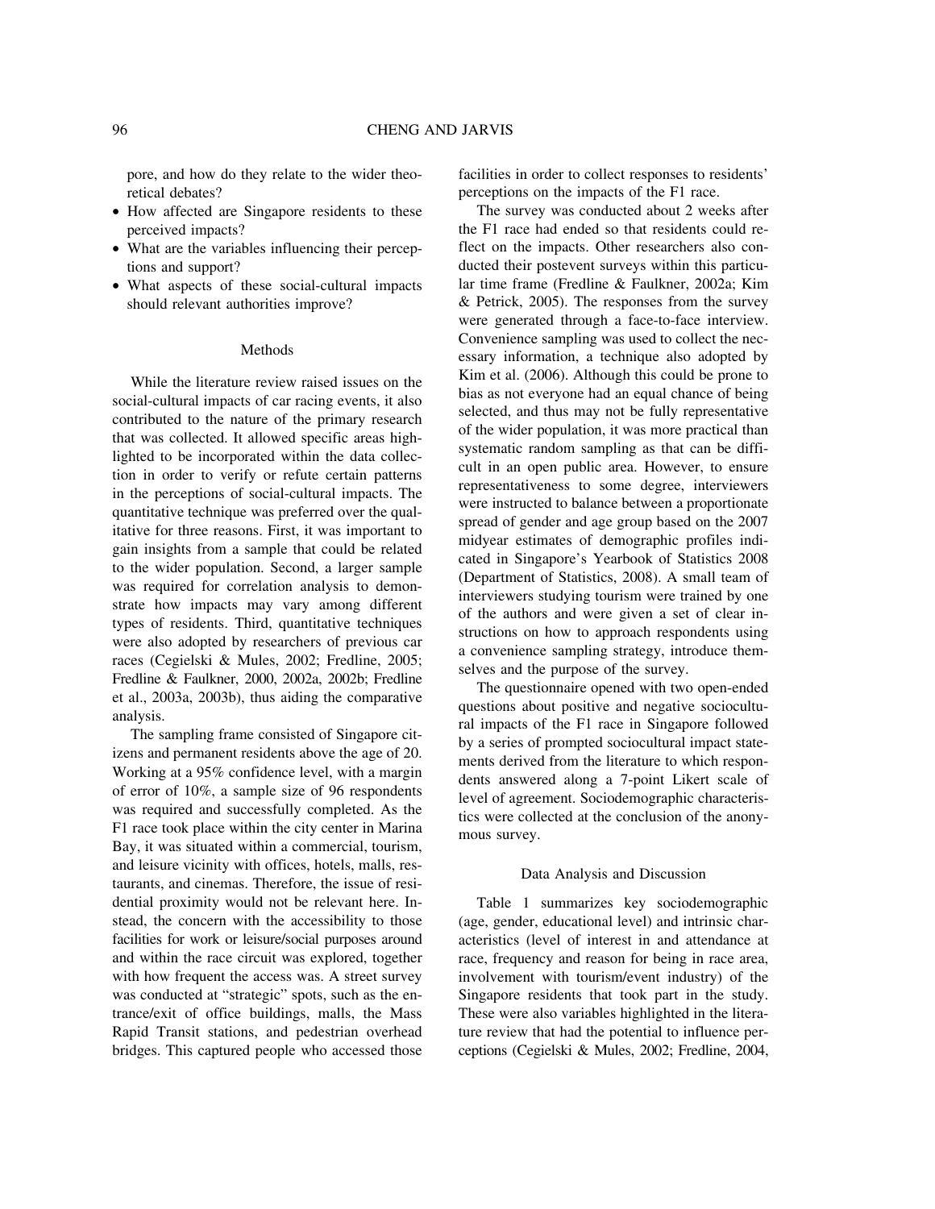pore, and how do they relate to the wider theoretical debates?

- How affected are Singapore residents to these perceived impacts?
- What are the variables influencing their perceptions and support?
- What aspects of these social-cultural impacts should relevant authorities improve?

## Methods

While the literature review raised issues on the social-cultural impacts of car racing events, it also contributed to the nature of the primary research that was collected. It allowed specific areas highlighted to be incorporated within the data collection in order to verify or refute certain patterns in the perceptions of social-cultural impacts. The quantitative technique was preferred over the qualitative for three reasons. First, it was important to gain insights from a sample that could be related to the wider population. Second, a larger sample was required for correlation analysis to demonstrate how impacts may vary among different types of residents. Third, quantitative techniques were also adopted by researchers of previous car races (Cegielski & Mules, 2002; Fredline, 2005; Fredline & Faulkner, 2000, 2002a, 2002b; Fredline et al., 2003a, 2003b), thus aiding the comparative analysis.

The sampling frame consisted of Singapore citizens and permanent residents above the age of 20. Working at a 95% confidence level, with a margin of error of 10%, a sample size of 96 respondents was required and successfully completed. As the F1 race took place within the city center in Marina Bay, it was situated within a commercial, tourism, and leisure vicinity with offices, hotels, malls, restaurants, and cinemas. Therefore, the issue of residential proximity would not be relevant here. Instead, the concern with the accessibility to those facilities for work or leisure/social purposes around and within the race circuit was explored, together with how frequent the access was. A street survey was conducted at "strategic" spots, such as the entrance/exit of office buildings, malls, the Mass Rapid Transit stations, and pedestrian overhead bridges. This captured people who accessed those facilities in order to collect responses to residents' perceptions on the impacts of the F1 race.

The survey was conducted about 2 weeks after the F1 race had ended so that residents could reflect on the impacts. Other researchers also conducted their postevent surveys within this particular time frame (Fredline & Faulkner, 2002a; Kim & Petrick, 2005). The responses from the survey were generated through a face-to-face interview. Convenience sampling was used to collect the necessary information, a technique also adopted by Kim et al. (2006). Although this could be prone to bias as not everyone had an equal chance of being selected, and thus may not be fully representative of the wider population, it was more practical than systematic random sampling as that can be difficult in an open public area. However, to ensure representativeness to some degree, interviewers were instructed to balance between a proportionate spread of gender and age group based on the 2007 midyear estimates of demographic profiles indicated in Singapore's Yearbook of Statistics 2008 (Department of Statistics, 2008). A small team of interviewers studying tourism were trained by one of the authors and were given a set of clear instructions on how to approach respondents using a convenience sampling strategy, introduce themselves and the purpose of the survey.

The questionnaire opened with two open-ended questions about positive and negative sociocultural impacts of the F1 race in Singapore followed by a series of prompted sociocultural impact statements derived from the literature to which respondents answered along a 7-point Likert scale of level of agreement. Sociodemographic characteristics were collected at the conclusion of the anonymous survey.

## Data Analysis and Discussion

Table 1 summarizes key sociodemographic (age, gender, educational level) and intrinsic characteristics (level of interest in and attendance at race, frequency and reason for being in race area, involvement with tourism/event industry) of the Singapore residents that took part in the study. These were also variables highlighted in the literature review that had the potential to influence perceptions (Cegielski & Mules, 2002; Fredline, 2004,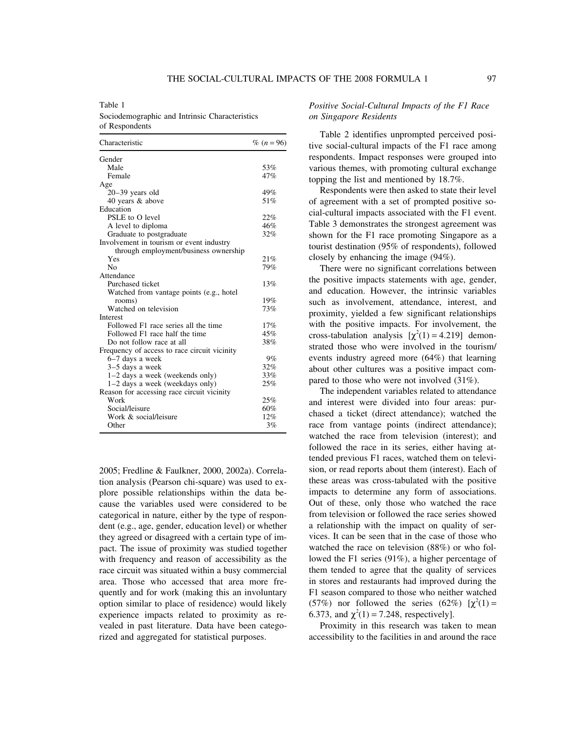Table 1
Sociodemographic and Intrinsic Characteristics of Respondents

| Characteristic | % ($n = 96$) |
|---|---|
| Gender | |
| Male | 53% |
| Female | 47% |
| Age | |
| 20–39 years old | 49% |
| 40 years & above | 51% |
| Education | |
| PSLE to O level | 22% |
| A level to diploma | 46% |
| Graduate to postgraduate | 32% |
| Involvement in tourism or event industry through employment/business ownership | |
| Yes | 21% |
| No | 79% |
| Attendance | |
| Purchased ticket | 13% |
| Watched from vantage points (e.g., hotel rooms) | 19% |
| Watched on television | 73% |
| Interest | |
| Followed F1 race series all the time | 17% |
| Followed F1 race half the time | 45% |
| Do not follow race at all | 38% |
| Frequency of access to race circuit vicinity | |
| 6–7 days a week | 9% |
| 3–5 days a week | 32% |
| 1–2 days a week (weekends only) | 33% |
| 1–2 days a week (weekdays only) | 25% |
| Reason for accessing race circuit vicinity | |
| Work | 25% |
| Social/leisure | 60% |
| Work & social/leisure | 12% |
| Other | 3% |

2005; Fredline & Faulkner, 2000, 2002a). Correlation analysis (Pearson chi-square) was used to explore possible relationships within the data because the variables used were considered to be categorical in nature, either by the type of respondent (e.g., age, gender, education level) or whether they agreed or disagreed with a certain type of impact. The issue of proximity was studied together with frequency and reason of accessibility as the race circuit was situated within a busy commercial area. Those who accessed that area more frequently and for work (making this an involuntary option similar to place of residence) would likely experience impacts related to proximity as revealed in past literature. Data have been categorized and aggregated for statistical purposes.

### *Positive Social-Cultural Impacts of the F1 Race on Singapore Residents*

Table 2 identifies unprompted perceived positive social-cultural impacts of the F1 race among respondents. Impact responses were grouped into various themes, with promoting cultural exchange topping the list and mentioned by 18.7%.

Respondents were then asked to state their level of agreement with a set of prompted positive social-cultural impacts associated with the F1 event. Table 3 demonstrates the strongest agreement was shown for the F1 race promoting Singapore as a tourist destination (95% of respondents), followed closely by enhancing the image (94%).

There were no significant correlations between the positive impacts statements with age, gender, and education. However, the intrinsic variables such as involvement, attendance, interest, and proximity, yielded a few significant relationships with the positive impacts. For involvement, the cross-tabulation analysis [$\chi^2(1) = 4.219$] demonstrated those who were involved in the tourism/events industry agreed more (64%) that learning about other cultures was a positive impact compared to those who were not involved (31%).

The independent variables related to attendance and interest were divided into four areas: purchased a ticket (direct attendance); watched the race from vantage points (indirect attendance); watched the race from television (interest); and followed the race in its series, either having attended previous F1 races, watched them on television, or read reports about them (interest). Each of these areas was cross-tabulated with the positive impacts to determine any form of associations. Out of these, only those who watched the race from television or followed the race series showed a relationship with the impact on quality of services. It can be seen that in the case of those who watched the race on television (88%) or who followed the F1 series (91%), a higher percentage of them tended to agree that the quality of services in stores and restaurants had improved during the F1 season compared to those who neither watched (57%) nor followed the series (62%) [$\chi^2(1) = 6.373$, and $\chi^2(1) = 7.248$, respectively].

Proximity in this research was taken to mean accessibility to the facilities in and around the race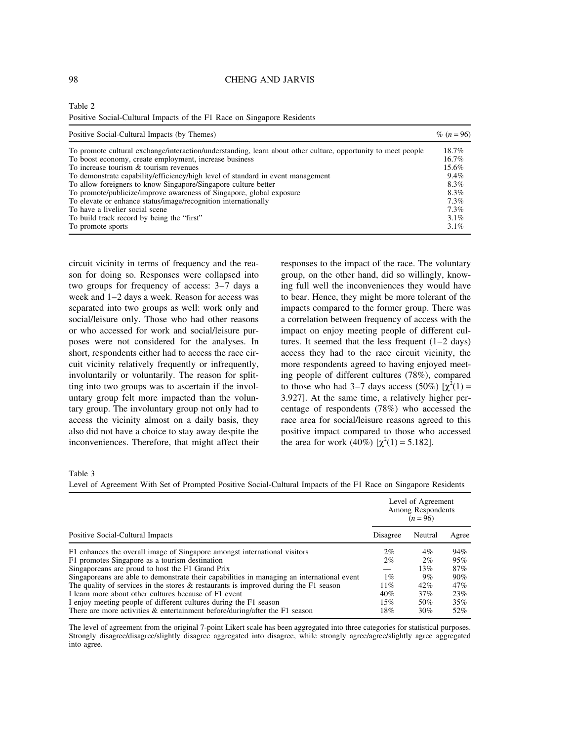Table 2
Positive Social-Cultural Impacts of the F1 Race on Singapore Residents

| Positive Social-Cultural Impacts (by Themes) | % ($n = 96$) |
|---|---|
| To promote cultural exchange/interaction/understanding, learn about other culture, opportunity to meet people | 18.7% |
| To boost economy, create employment, increase business | 16.7% |
| To increase tourism & tourism revenues | 15.6% |
| To demonstrate capability/efficiency/high level of standard in event management | 9.4% |
| To allow foreigners to know Singapore/Singapore culture better | 8.3% |
| To promote/publicize/improve awareness of Singapore, global exposure | 8.3% |
| To elevate or enhance status/image/recognition internationally | 7.3% |
| To have a livelier social scene | 7.3% |
| To build track record by being the "first" | 3.1% |
| To promote sports | 3.1% |

circuit vicinity in terms of frequency and the reason for doing so. Responses were collapsed into two groups for frequency of access: 3–7 days a week and 1–2 days a week. Reason for access was separated into two groups as well: work only and social/leisure only. Those who had other reasons or who accessed for work and social/leisure purposes were not considered for the analyses. In short, respondents either had to access the race circuit vicinity relatively frequently or infrequently, involuntarily or voluntarily. The reason for splitting into two groups was to ascertain if the involuntary group felt more impacted than the voluntary group. The involuntary group not only had to access the vicinity almost on a daily basis, they also did not have a choice to stay away despite the inconveniences. Therefore, that might affect their responses to the impact of the race. The voluntary group, on the other hand, did so willingly, knowing full well the inconveniences they would have to bear. Hence, they might be more tolerant of the impacts compared to the former group. There was a correlation between frequency of access with the impact on enjoy meeting people of different cultures. It seemed that the less frequent (1–2 days) access they had to the race circuit vicinity, the more respondents agreed to having enjoyed meeting people of different cultures (78%), compared to those who had 3–7 days access (50%) [$\chi^2(1) = 3.927$]. At the same time, a relatively higher percentage of respondents (78%) who accessed the race area for social/leisure reasons agreed to this positive impact compared to those who accessed the area for work (40%) [$\chi^2(1) = 5.182$].

Table 3
Level of Agreement With Set of Prompted Positive Social-Cultural Impacts of the F1 Race on Singapore Residents

| | Level of Agreement Among Respondents ($n = 96$) | | |
|---|---|---|---|
| Positive Social-Cultural Impacts | Disagree | Neutral | Agree |
| F1 enhances the overall image of Singapore amongst international visitors | 2% | 4% | 94% |
| F1 promotes Singapore as a tourism destination | 2% | 2% | 95% |
| Singaporeans are proud to host the F1 Grand Prix | — | 13% | 87% |
| Singaporeans are able to demonstrate their capabilities in managing an international event | 1% | 9% | 90% |
| The quality of services in the stores & restaurants is improved during the F1 season | 11% | 42% | 47% |
| I learn more about other cultures because of F1 event | 40% | 37% | 23% |
| I enjoy meeting people of different cultures during the F1 season | 15% | 50% | 35% |
| There are more activities & entertainment before/during/after the F1 season | 18% | 30% | 52% |

The level of agreement from the original 7-point Likert scale has been aggregated into three categories for statistical purposes. Strongly disagree/disagree/slightly disagree aggregated into disagree, while strongly agree/agree/slightly agree aggregated into agree.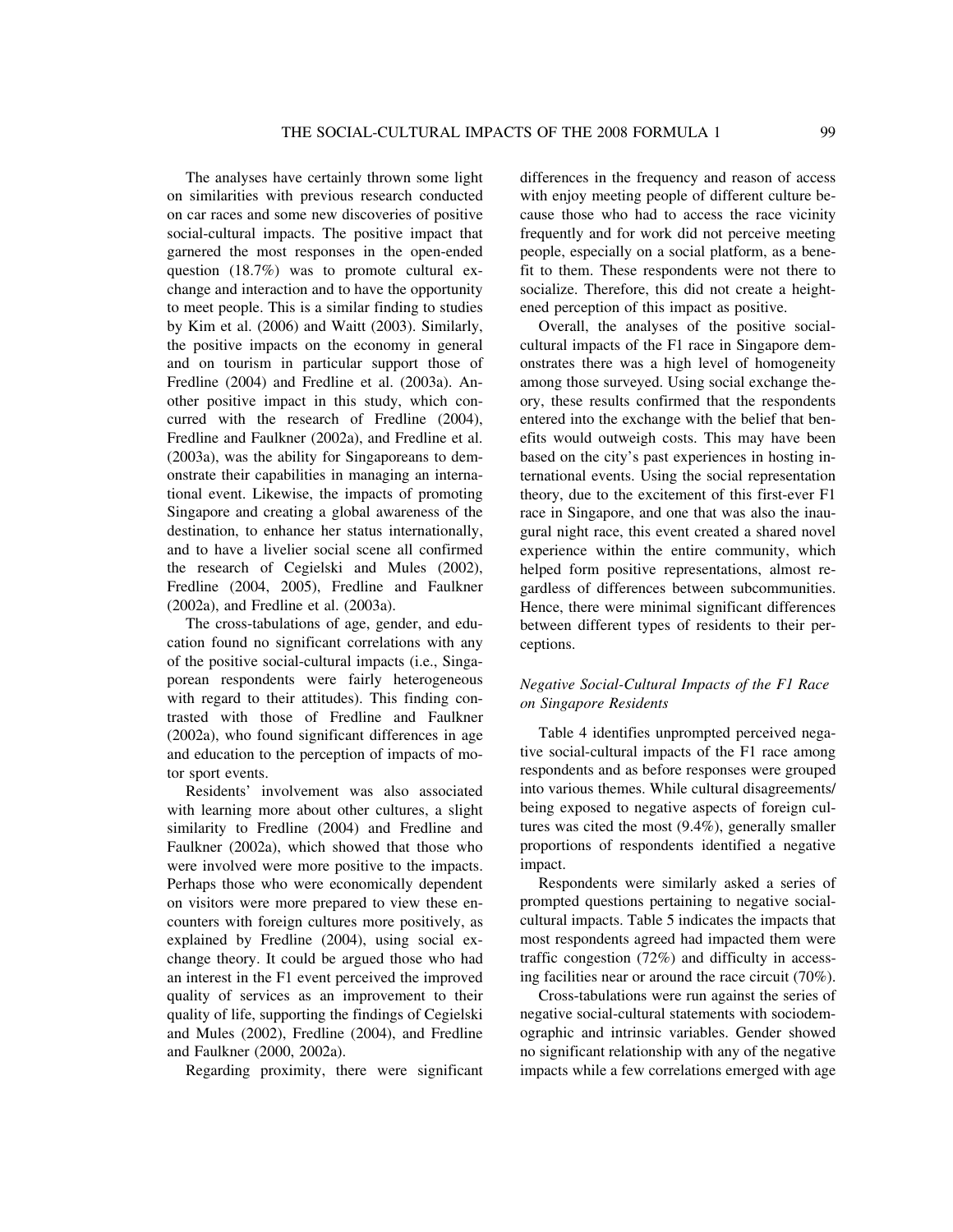The analyses have certainly thrown some light on similarities with previous research conducted on car races and some new discoveries of positive social-cultural impacts. The positive impact that garnered the most responses in the open-ended question (18.7%) was to promote cultural exchange and interaction and to have the opportunity to meet people. This is a similar finding to studies by Kim et al. (2006) and Waitt (2003). Similarly, the positive impacts on the economy in general and on tourism in particular support those of Fredline (2004) and Fredline et al. (2003a). Another positive impact in this study, which concurred with the research of Fredline (2004), Fredline and Faulkner (2002a), and Fredline et al. (2003a), was the ability for Singaporeans to demonstrate their capabilities in managing an international event. Likewise, the impacts of promoting Singapore and creating a global awareness of the destination, to enhance her status internationally, and to have a livelier social scene all confirmed the research of Cegielski and Mules (2002), Fredline (2004, 2005), Fredline and Faulkner (2002a), and Fredline et al. (2003a).

The cross-tabulations of age, gender, and education found no significant correlations with any of the positive social-cultural impacts (i.e., Singaporean respondents were fairly heterogeneous with regard to their attitudes). This finding contrasted with those of Fredline and Faulkner (2002a), who found significant differences in age and education to the perception of impacts of motor sport events.

Residents' involvement was also associated with learning more about other cultures, a slight similarity to Fredline (2004) and Fredline and Faulkner (2002a), which showed that those who were involved were more positive to the impacts. Perhaps those who were economically dependent on visitors were more prepared to view these encounters with foreign cultures more positively, as explained by Fredline (2004), using social exchange theory. It could be argued those who had an interest in the F1 event perceived the improved quality of services as an improvement to their quality of life, supporting the findings of Cegielski and Mules (2002), Fredline (2004), and Fredline and Faulkner (2000, 2002a).

Regarding proximity, there were significant differences in the frequency and reason of access with enjoy meeting people of different culture because those who had to access the race vicinity frequently and for work did not perceive meeting people, especially on a social platform, as a benefit to them. These respondents were not there to socialize. Therefore, this did not create a heightened perception of this impact as positive.

Overall, the analyses of the positive social-cultural impacts of the F1 race in Singapore demonstrates there was a high level of homogeneity among those surveyed. Using social exchange theory, these results confirmed that the respondents entered into the exchange with the belief that benefits would outweigh costs. This may have been based on the city's past experiences in hosting international events. Using the social representation theory, due to the excitement of this first-ever F1 race in Singapore, and one that was also the inaugural night race, this event created a shared novel experience within the entire community, which helped form positive representations, almost regardless of differences between subcommunities. Hence, there were minimal significant differences between different types of residents to their perceptions.

### *Negative Social-Cultural Impacts of the F1 Race on Singapore Residents*

Table 4 identifies unprompted perceived negative social-cultural impacts of the F1 race among respondents and as before responses were grouped into various themes. While cultural disagreements/being exposed to negative aspects of foreign cultures was cited the most (9.4%), generally smaller proportions of respondents identified a negative impact.

Respondents were similarly asked a series of prompted questions pertaining to negative social-cultural impacts. Table 5 indicates the impacts that most respondents agreed had impacted them were traffic congestion (72%) and difficulty in accessing facilities near or around the race circuit (70%).

Cross-tabulations were run against the series of negative social-cultural statements with sociodemographic and intrinsic variables. Gender showed no significant relationship with any of the negative impacts while a few correlations emerged with age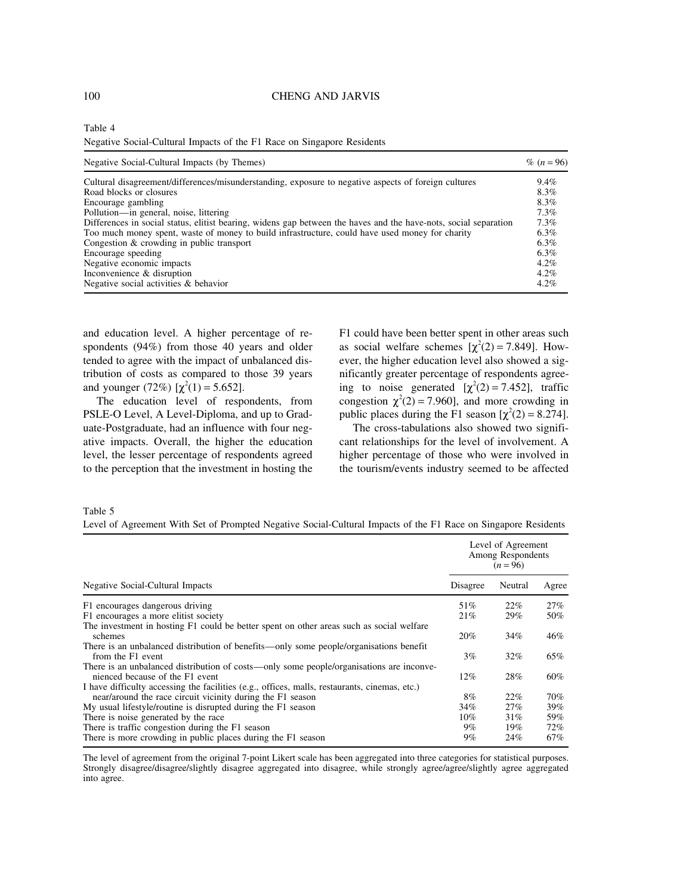Table 4
Negative Social-Cultural Impacts of the F1 Race on Singapore Residents

| Negative Social-Cultural Impacts (by Themes) | % ($n = 96$) |
| --- | --- |
| Cultural disagreement/differences/misunderstanding, exposure to negative aspects of foreign cultures | 9.4% |
| Road blocks or closures | 8.3% |
| Encourage gambling | 8.3% |
| Pollution—in general, noise, littering | 7.3% |
| Differences in social status, elitist bearing, widens gap between the haves and the have-nots, social separation | 7.3% |
| Too much money spent, waste of money to build infrastructure, could have used money for charity | 6.3% |
| Congestion & crowding in public transport | 6.3% |
| Encourage speeding | 6.3% |
| Negative economic impacts | 4.2% |
| Inconvenience & disruption | 4.2% |
| Negative social activities & behavior | 4.2% |

and education level. A higher percentage of respondents (94%) from those 40 years and older tended to agree with the impact of unbalanced distribution of costs as compared to those 39 years and younger (72%) [$\chi^2(1) = 5.652$].

The education level of respondents, from PSLE-O Level, A Level-Diploma, and up to Graduate-Postgraduate, had an influence with four negative impacts. Overall, the higher the education level, the lesser percentage of respondents agreed to the perception that the investment in hosting the F1 could have been better spent in other areas such as social welfare schemes [$\chi^2(2) = 7.849$]. However, the higher education level also showed a significantly greater percentage of respondents agreeing to noise generated [$\chi^2(2) = 7.452$], traffic congestion $\chi^2(2) = 7.960$], and more crowding in public places during the F1 season [$\chi^2(2) = 8.274$].

The cross-tabulations also showed two significant relationships for the level of involvement. A higher percentage of those who were involved in the tourism/events industry seemed to be affected

Table 5
Level of Agreement With Set of Prompted Negative Social-Cultural Impacts of the F1 Race on Singapore Residents

| | Level of Agreement Among Respondents ($n = 96$) | | |
| --- | --- | --- | --- |
| Negative Social-Cultural Impacts | Disagree | Neutral | Agree |
| F1 encourages dangerous driving | 51% | 22% | 27% |
| F1 encourages a more elitist society | 21% | 29% | 50% |
| The investment in hosting F1 could be better spent on other areas such as social welfare schemes | 20% | 34% | 46% |
| There is an unbalanced distribution of benefits—only some people/organisations benefit from the F1 event | 3% | 32% | 65% |
| There is an unbalanced distribution of costs—only some people/organisations are inconvenienced because of the F1 event | 12% | 28% | 60% |
| I have difficulty accessing the facilities (e.g., offices, malls, restaurants, cinemas, etc.) near/around the race circuit vicinity during the F1 season | 8% | 22% | 70% |
| My usual lifestyle/routine is disrupted during the F1 season | 34% | 27% | 39% |
| There is noise generated by the race | 10% | 31% | 59% |
| There is traffic congestion during the F1 season | 9% | 19% | 72% |
| There is more crowding in public places during the F1 season | 9% | 24% | 67% |

The level of agreement from the original 7-point Likert scale has been aggregated into three categories for statistical purposes. Strongly disagree/disagree/slightly disagree aggregated into disagree, while strongly agree/agree/slightly agree aggregated into agree.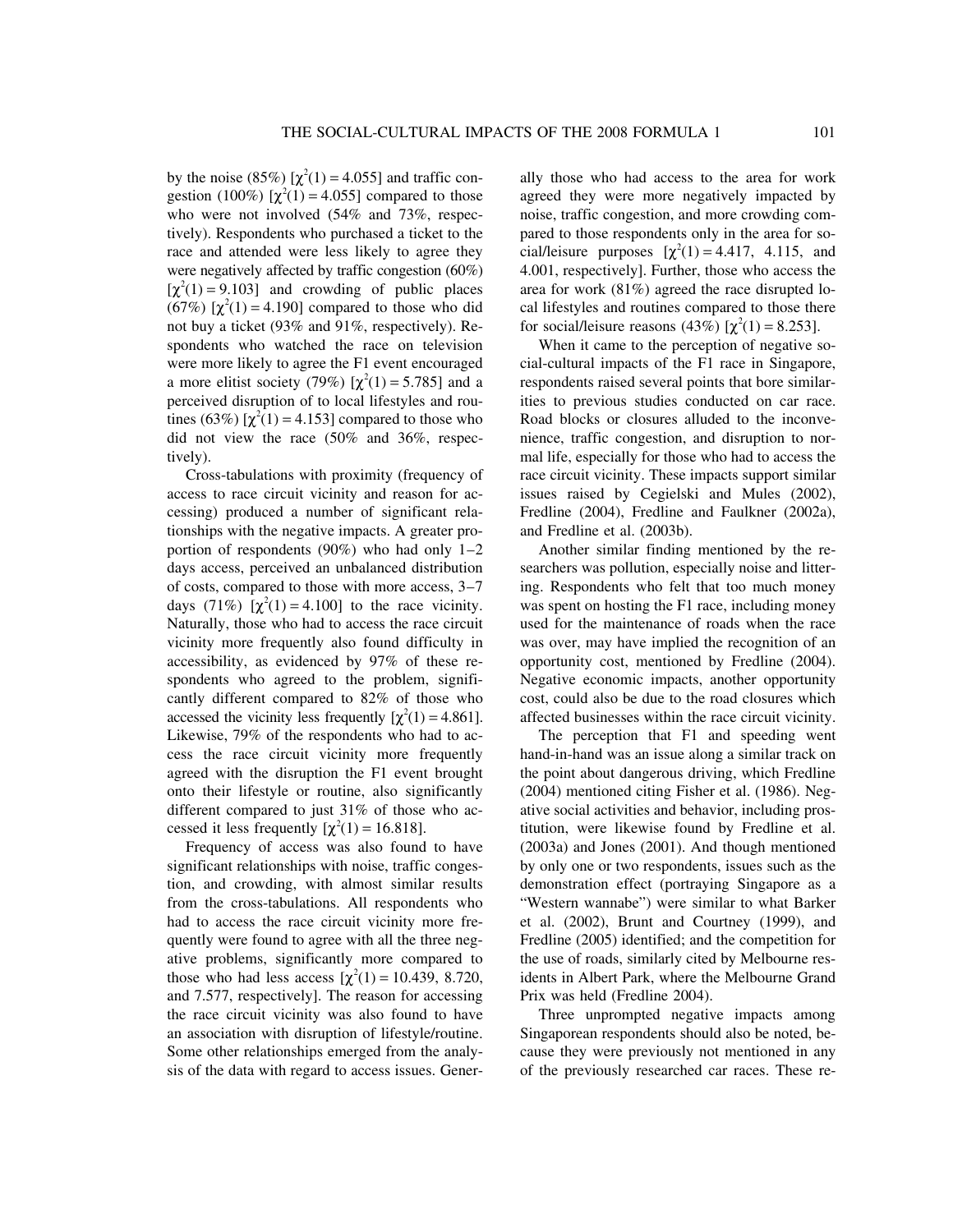by the noise (85%) [$\chi^2(1) = 4.055$] and traffic congestion (100%) [$\chi^2(1) = 4.055$] compared to those who were not involved (54% and 73%, respectively). Respondents who purchased a ticket to the race and attended were less likely to agree they were negatively affected by traffic congestion (60%) [$\chi^2(1) = 9.103$] and crowding of public places (67%) [$\chi^2(1) = 4.190$] compared to those who did not buy a ticket (93% and 91%, respectively). Respondents who watched the race on television were more likely to agree the F1 event encouraged a more elitist society (79%) [$\chi^2(1) = 5.785$] and a perceived disruption of to local lifestyles and routines (63%) [$\chi^2(1) = 4.153$] compared to those who did not view the race (50% and 36%, respectively).

Cross-tabulations with proximity (frequency of access to race circuit vicinity and reason for accessing) produced a number of significant relationships with the negative impacts. A greater proportion of respondents (90%) who had only 1–2 days access, perceived an unbalanced distribution of costs, compared to those with more access, 3–7 days (71%) [$\chi^2(1) = 4.100$] to the race vicinity. Naturally, those who had to access the race circuit vicinity more frequently also found difficulty in accessibility, as evidenced by 97% of these respondents who agreed to the problem, significantly different compared to 82% of those who accessed the vicinity less frequently [$\chi^2(1) = 4.861$]. Likewise, 79% of the respondents who had to access the race circuit vicinity more frequently agreed with the disruption the F1 event brought onto their lifestyle or routine, also significantly different compared to just 31% of those who accessed it less frequently [$\chi^2(1) = 16.818$].

Frequency of access was also found to have significant relationships with noise, traffic congestion, and crowding, with almost similar results from the cross-tabulations. All respondents who had to access the race circuit vicinity more frequently were found to agree with all the three negative problems, significantly more compared to those who had less access [$\chi^2(1) = 10.439$, 8.720, and 7.577, respectively]. The reason for accessing the race circuit vicinity was also found to have an association with disruption of lifestyle/routine. Some other relationships emerged from the analysis of the data with regard to access issues. Generally those who had access to the area for work agreed they were more negatively impacted by noise, traffic congestion, and more crowding compared to those respondents only in the area for social/leisure purposes [$\chi^2(1) = 4.417$, 4.115, and 4.001, respectively]. Further, those who access the area for work (81%) agreed the race disrupted local lifestyles and routines compared to those there for social/leisure reasons (43%) [$\chi^2(1) = 8.253$].

When it came to the perception of negative social-cultural impacts of the F1 race in Singapore, respondents raised several points that bore similarities to previous studies conducted on car race. Road blocks or closures alluded to the inconvenience, traffic congestion, and disruption to normal life, especially for those who had to access the race circuit vicinity. These impacts support similar issues raised by Cegielski and Mules (2002), Fredline (2004), Fredline and Faulkner (2002a), and Fredline et al. (2003b).

Another similar finding mentioned by the researchers was pollution, especially noise and littering. Respondents who felt that too much money was spent on hosting the F1 race, including money used for the maintenance of roads when the race was over, may have implied the recognition of an opportunity cost, mentioned by Fredline (2004). Negative economic impacts, another opportunity cost, could also be due to the road closures which affected businesses within the race circuit vicinity.

The perception that F1 and speeding went hand-in-hand was an issue along a similar track on the point about dangerous driving, which Fredline (2004) mentioned citing Fisher et al. (1986). Negative social activities and behavior, including prostitution, were likewise found by Fredline et al. (2003a) and Jones (2001). And though mentioned by only one or two respondents, issues such as the demonstration effect (portraying Singapore as a "Western wannabe") were similar to what Barker et al. (2002), Brunt and Courtney (1999), and Fredline (2005) identified; and the competition for the use of roads, similarly cited by Melbourne residents in Albert Park, where the Melbourne Grand Prix was held (Fredline 2004).

Three unprompted negative impacts among Singaporean respondents should also be noted, because they were previously not mentioned in any of the previously researched car races. These re-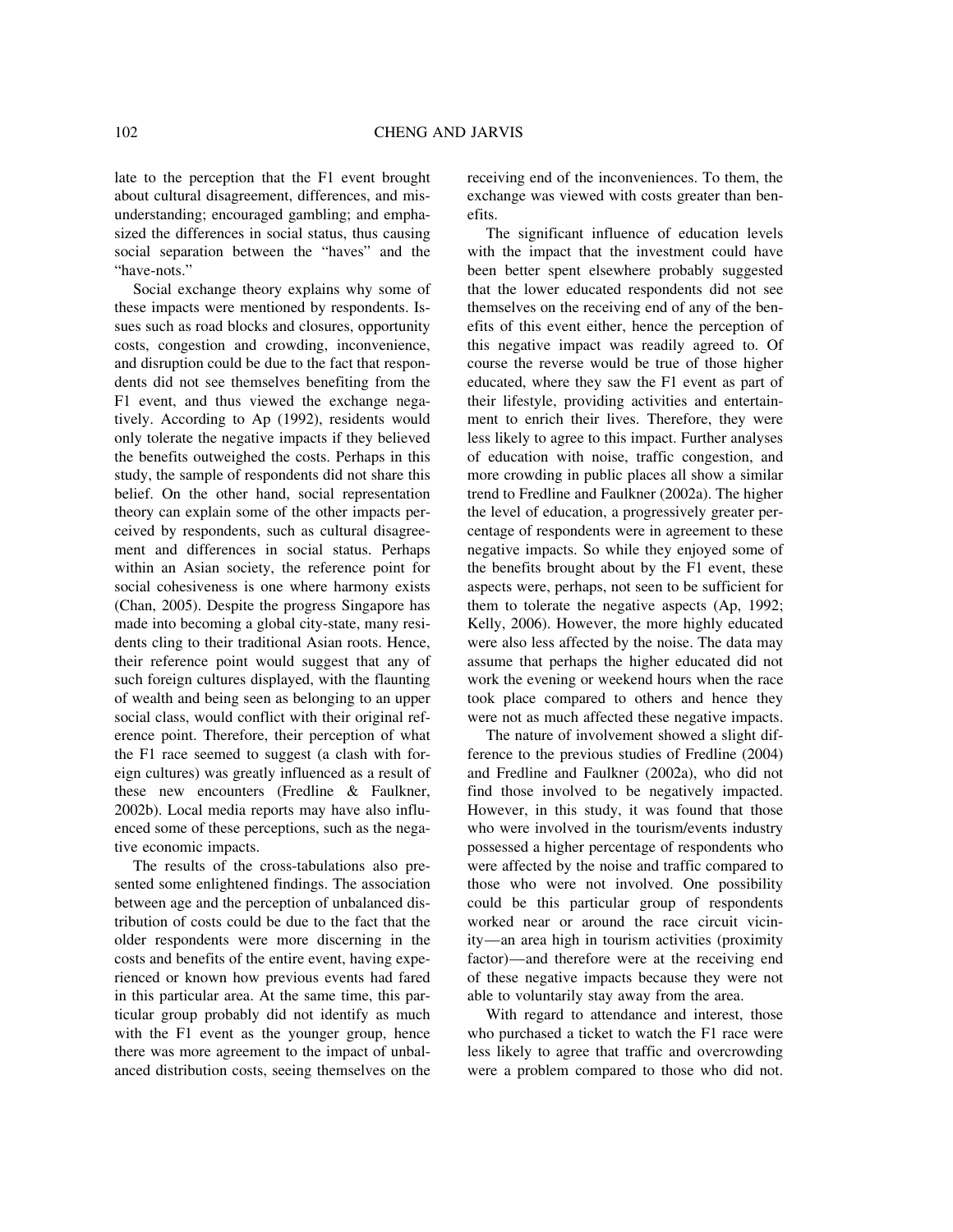late to the perception that the F1 event brought about cultural disagreement, differences, and misunderstanding; encouraged gambling; and emphasized the differences in social status, thus causing social separation between the "haves" and the "have-nots."

Social exchange theory explains why some of these impacts were mentioned by respondents. Issues such as road blocks and closures, opportunity costs, congestion and crowding, inconvenience, and disruption could be due to the fact that respondents did not see themselves benefiting from the F1 event, and thus viewed the exchange negatively. According to Ap (1992), residents would only tolerate the negative impacts if they believed the benefits outweighed the costs. Perhaps in this study, the sample of respondents did not share this belief. On the other hand, social representation theory can explain some of the other impacts perceived by respondents, such as cultural disagreement and differences in social status. Perhaps within an Asian society, the reference point for social cohesiveness is one where harmony exists (Chan, 2005). Despite the progress Singapore has made into becoming a global city-state, many residents cling to their traditional Asian roots. Hence, their reference point would suggest that any of such foreign cultures displayed, with the flaunting of wealth and being seen as belonging to an upper social class, would conflict with their original reference point. Therefore, their perception of what the F1 race seemed to suggest (a clash with foreign cultures) was greatly influenced as a result of these new encounters (Fredline & Faulkner, 2002b). Local media reports may have also influenced some of these perceptions, such as the negative economic impacts.

The results of the cross-tabulations also presented some enlightened findings. The association between age and the perception of unbalanced distribution of costs could be due to the fact that the older respondents were more discerning in the costs and benefits of the entire event, having experienced or known how previous events had fared in this particular area. At the same time, this particular group probably did not identify as much with the F1 event as the younger group, hence there was more agreement to the impact of unbalanced distribution costs, seeing themselves on the receiving end of the inconveniences. To them, the exchange was viewed with costs greater than benefits.

The significant influence of education levels with the impact that the investment could have been better spent elsewhere probably suggested that the lower educated respondents did not see themselves on the receiving end of any of the benefits of this event either, hence the perception of this negative impact was readily agreed to. Of course the reverse would be true of those higher educated, where they saw the F1 event as part of their lifestyle, providing activities and entertainment to enrich their lives. Therefore, they were less likely to agree to this impact. Further analyses of education with noise, traffic congestion, and more crowding in public places all show a similar trend to Fredline and Faulkner (2002a). The higher the level of education, a progressively greater percentage of respondents were in agreement to these negative impacts. So while they enjoyed some of the benefits brought about by the F1 event, these aspects were, perhaps, not seen to be sufficient for them to tolerate the negative aspects (Ap, 1992; Kelly, 2006). However, the more highly educated were also less affected by the noise. The data may assume that perhaps the higher educated did not work the evening or weekend hours when the race took place compared to others and hence they were not as much affected these negative impacts.

The nature of involvement showed a slight difference to the previous studies of Fredline (2004) and Fredline and Faulkner (2002a), who did not find those involved to be negatively impacted. However, in this study, it was found that those who were involved in the tourism/events industry possessed a higher percentage of respondents who were affected by the noise and traffic compared to those who were not involved. One possibility could be this particular group of respondents worked near or around the race circuit vicinity—an area high in tourism activities (proximity factor)—and therefore were at the receiving end of these negative impacts because they were not able to voluntarily stay away from the area.

With regard to attendance and interest, those who purchased a ticket to watch the F1 race were less likely to agree that traffic and overcrowding were a problem compared to those who did not.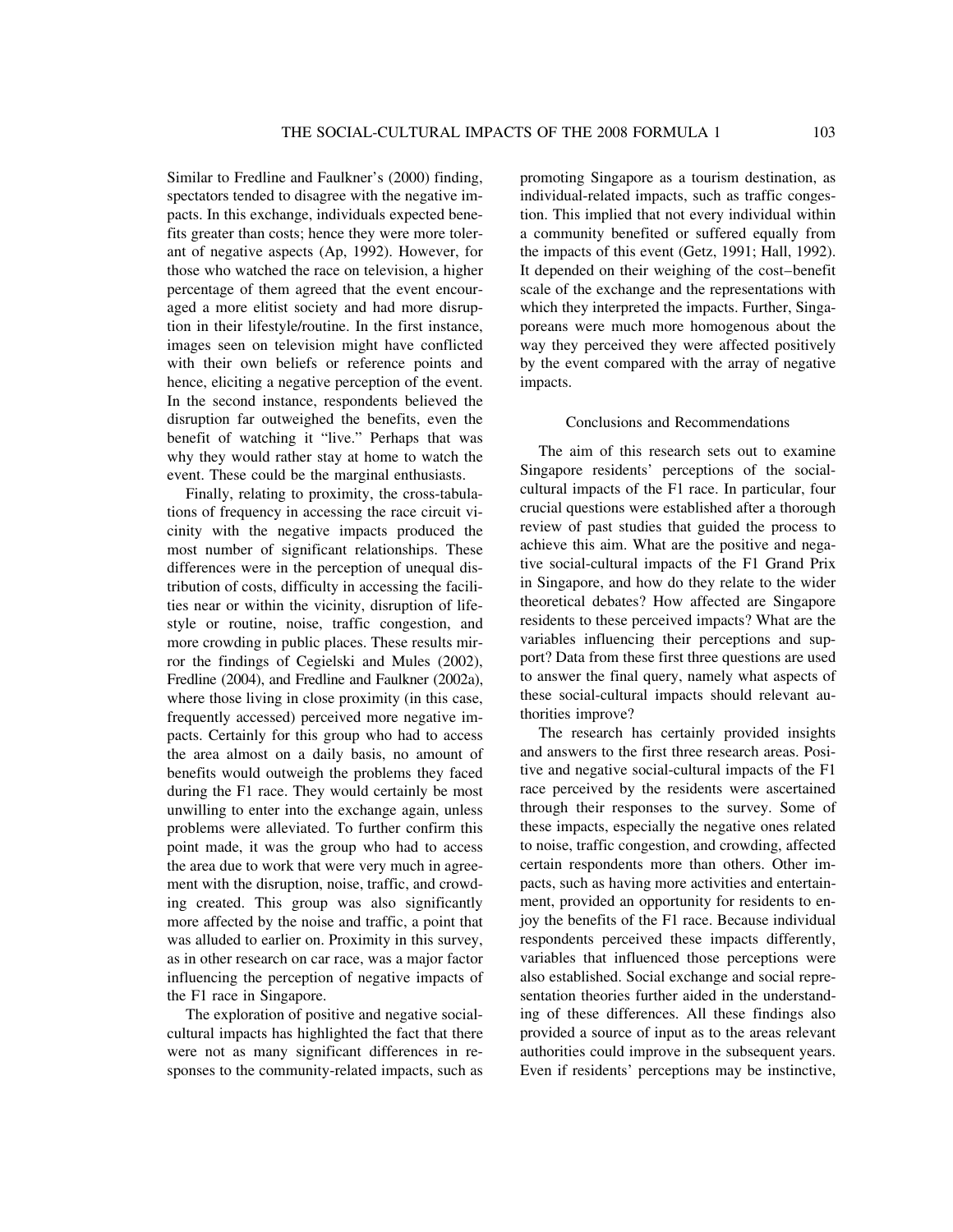Similar to Fredline and Faulkner's (2000) finding, spectators tended to disagree with the negative impacts. In this exchange, individuals expected benefits greater than costs; hence they were more tolerant of negative aspects (Ap, 1992). However, for those who watched the race on television, a higher percentage of them agreed that the event encouraged a more elitist society and had more disruption in their lifestyle/routine. In the first instance, images seen on television might have conflicted with their own beliefs or reference points and hence, eliciting a negative perception of the event. In the second instance, respondents believed the disruption far outweighed the benefits, even the benefit of watching it "live." Perhaps that was why they would rather stay at home to watch the event. These could be the marginal enthusiasts.

Finally, relating to proximity, the cross-tabulations of frequency in accessing the race circuit vicinity with the negative impacts produced the most number of significant relationships. These differences were in the perception of unequal distribution of costs, difficulty in accessing the facilities near or within the vicinity, disruption of lifestyle or routine, noise, traffic congestion, and more crowding in public places. These results mirror the findings of Cegielski and Mules (2002), Fredline (2004), and Fredline and Faulkner (2002a), where those living in close proximity (in this case, frequently accessed) perceived more negative impacts. Certainly for this group who had to access the area almost on a daily basis, no amount of benefits would outweigh the problems they faced during the F1 race. They would certainly be most unwilling to enter into the exchange again, unless problems were alleviated. To further confirm this point made, it was the group who had to access the area due to work that were very much in agreement with the disruption, noise, traffic, and crowding created. This group was also significantly more affected by the noise and traffic, a point that was alluded to earlier on. Proximity in this survey, as in other research on car race, was a major factor influencing the perception of negative impacts of the F1 race in Singapore.

The exploration of positive and negative social-cultural impacts has highlighted the fact that there were not as many significant differences in responses to the community-related impacts, such as promoting Singapore as a tourism destination, as individual-related impacts, such as traffic congestion. This implied that not every individual within a community benefited or suffered equally from the impacts of this event (Getz, 1991; Hall, 1992). It depended on their weighing of the cost–benefit scale of the exchange and the representations with which they interpreted the impacts. Further, Singaporeans were much more homogenous about the way they perceived they were affected positively by the event compared with the array of negative impacts.

## Conclusions and Recommendations

The aim of this research sets out to examine Singapore residents' perceptions of the social-cultural impacts of the F1 race. In particular, four crucial questions were established after a thorough review of past studies that guided the process to achieve this aim. What are the positive and negative social-cultural impacts of the F1 Grand Prix in Singapore, and how do they relate to the wider theoretical debates? How affected are Singapore residents to these perceived impacts? What are the variables influencing their perceptions and support? Data from these first three questions are used to answer the final query, namely what aspects of these social-cultural impacts should relevant authorities improve?

The research has certainly provided insights and answers to the first three research areas. Positive and negative social-cultural impacts of the F1 race perceived by the residents were ascertained through their responses to the survey. Some of these impacts, especially the negative ones related to noise, traffic congestion, and crowding, affected certain respondents more than others. Other impacts, such as having more activities and entertainment, provided an opportunity for residents to enjoy the benefits of the F1 race. Because individual respondents perceived these impacts differently, variables that influenced those perceptions were also established. Social exchange and social representation theories further aided in the understanding of these differences. All these findings also provided a source of input as to the areas relevant authorities could improve in the subsequent years. Even if residents' perceptions may be instinctive,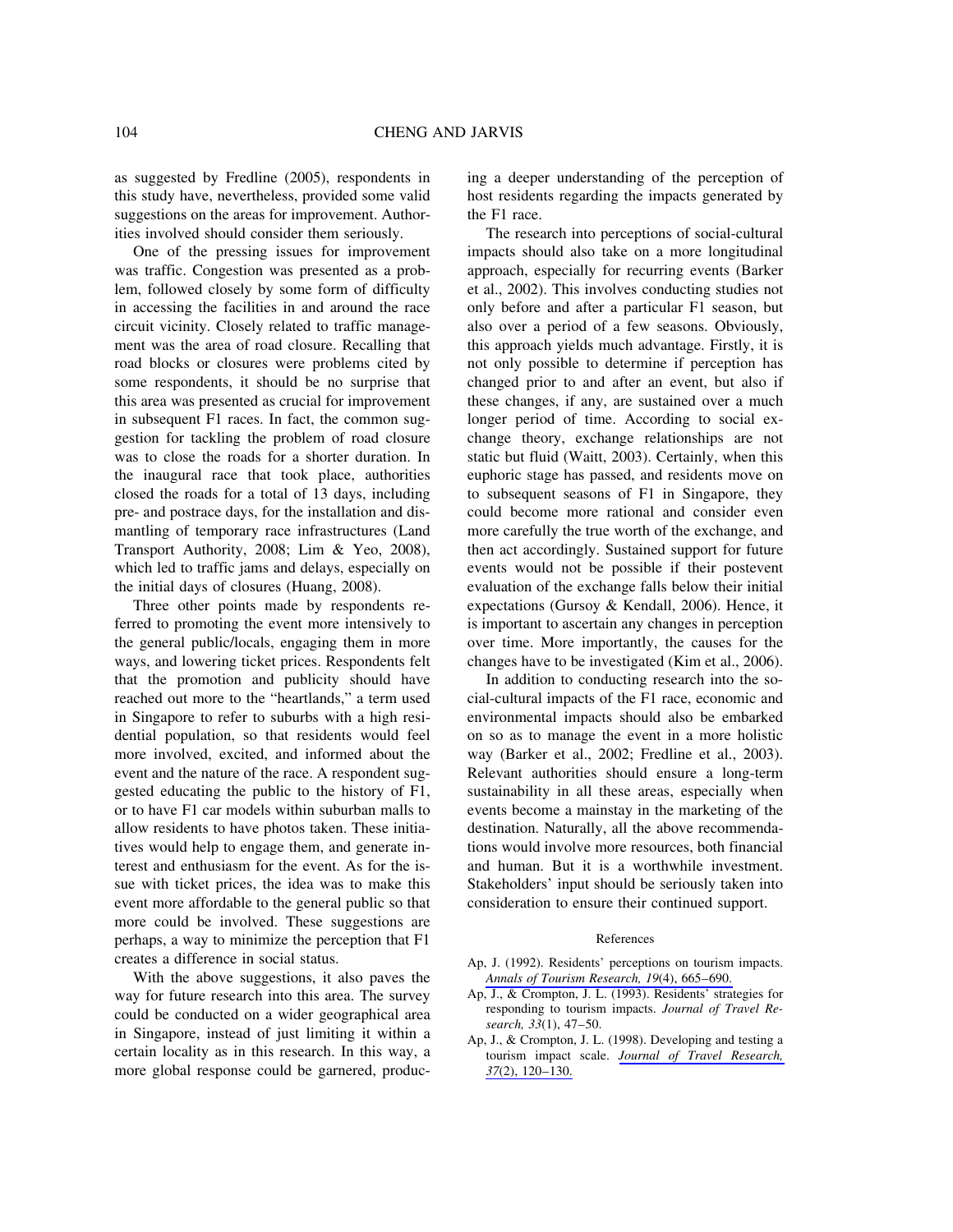as suggested by Fredline (2005), respondents in this study have, nevertheless, provided some valid suggestions on the areas for improvement. Authorities involved should consider them seriously.

One of the pressing issues for improvement was traffic. Congestion was presented as a problem, followed closely by some form of difficulty in accessing the facilities in and around the race circuit vicinity. Closely related to traffic management was the area of road closure. Recalling that road blocks or closures were problems cited by some respondents, it should be no surprise that this area was presented as crucial for improvement in subsequent F1 races. In fact, the common suggestion for tackling the problem of road closure was to close the roads for a shorter duration. In the inaugural race that took place, authorities closed the roads for a total of 13 days, including pre- and postrace days, for the installation and dismantling of temporary race infrastructures (Land Transport Authority, 2008; Lim & Yeo, 2008), which led to traffic jams and delays, especially on the initial days of closures (Huang, 2008).

Three other points made by respondents referred to promoting the event more intensively to the general public/locals, engaging them in more ways, and lowering ticket prices. Respondents felt that the promotion and publicity should have reached out more to the "heartlands," a term used in Singapore to refer to suburbs with a high residential population, so that residents would feel more involved, excited, and informed about the event and the nature of the race. A respondent suggested educating the public to the history of F1, or to have F1 car models within suburban malls to allow residents to have photos taken. These initiatives would help to engage them, and generate interest and enthusiasm for the event. As for the issue with ticket prices, the idea was to make this event more affordable to the general public so that more could be involved. These suggestions are perhaps, a way to minimize the perception that F1 creates a difference in social status.

With the above suggestions, it also paves the way for future research into this area. The survey could be conducted on a wider geographical area in Singapore, instead of just limiting it within a certain locality as in this research. In this way, a more global response could be garnered, producing a deeper understanding of the perception of host residents regarding the impacts generated by the F1 race.

The research into perceptions of social-cultural impacts should also take on a more longitudinal approach, especially for recurring events (Barker et al., 2002). This involves conducting studies not only before and after a particular F1 season, but also over a period of a few seasons. Obviously, this approach yields much advantage. Firstly, it is not only possible to determine if perception has changed prior to and after an event, but also if these changes, if any, are sustained over a much longer period of time. According to social exchange theory, exchange relationships are not static but fluid (Waitt, 2003). Certainly, when this euphoric stage has passed, and residents move on to subsequent seasons of F1 in Singapore, they could become more rational and consider even more carefully the true worth of the exchange, and then act accordingly. Sustained support for future events would not be possible if their postevent evaluation of the exchange falls below their initial expectations (Gursoy & Kendall, 2006). Hence, it is important to ascertain any changes in perception over time. More importantly, the causes for the changes have to be investigated (Kim et al., 2006).

In addition to conducting research into the social-cultural impacts of the F1 race, economic and environmental impacts should also be embarked on so as to manage the event in a more holistic way (Barker et al., 2002; Fredline et al., 2003). Relevant authorities should ensure a long-term sustainability in all these areas, especially when events become a mainstay in the marketing of the destination. Naturally, all the above recommendations would involve more resources, both financial and human. But it is a worthwhile investment. Stakeholders' input should be seriously taken into consideration to ensure their continued support.

## References

Ap, J. (1992). Residents' perceptions on tourism impacts. *Annals of Tourism Research, 19*(4), 665–690.

Ap, J., & Crompton, J. L. (1993). Residents' strategies for responding to tourism impacts. *Journal of Travel Research, 33*(1), 47–50.

Ap, J., & Crompton, J. L. (1998). Developing and testing a tourism impact scale. *Journal of Travel Research, 37*(2), 120–130.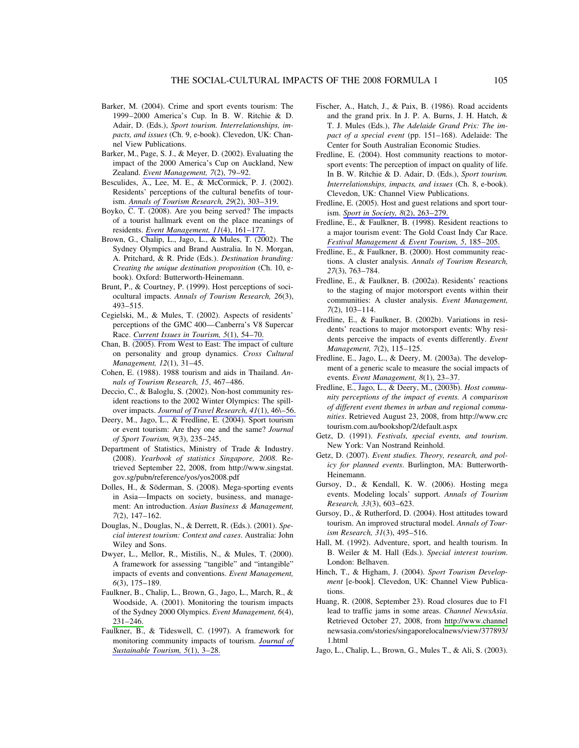Barker, M. (2004). Crime and sport events tourism: The 1999–2000 America's Cup. In B. W. Ritchie & D. Adair, D. (Eds.), *Sport tourism. Interrelationships, impacts, and issues* (Ch. 9, e-book). Clevedon, UK: Channel View Publications.

Barker, M., Page, S. J., & Meyer, D. (2002). Evaluating the impact of the 2000 America's Cup on Auckland, New Zealand. *Event Management, 7*(2), 79–92.

Besculides, A., Lee, M. E., & McCormick, P. J. (2002). Residents' perceptions of the cultural benefits of tourism. *Annals of Tourism Research, 29*(2), 303–319.

Boyko, C. T. (2008). Are you being served? The impacts of a tourist hallmark event on the place meanings of residents. *Event Management, 11*(4), 161–177.

Brown, G., Chalip, L., Jago, L., & Mules, T. (2002). The Sydney Olympics and Brand Australia. In N. Morgan, A. Pritchard, & R. Pride (Eds.). *Destination branding: Creating the unique destination proposition* (Ch. 10, e-book). Oxford: Butterworth-Heinemann.

Brunt, P., & Courtney, P. (1999). Host perceptions of sociocultural impacts. *Annals of Tourism Research, 26*(3), 493–515.

Cegielski, M., & Mules, T. (2002). Aspects of residents' perceptions of the GMC 400—Canberra's V8 Supercar Race. *Current Issues in Tourism, 5*(1), 54–70.

Chan, B. (2005). From West to East: The impact of culture on personality and group dynamics. *Cross Cultural Management, 12*(1), 31–45.

Cohen, E. (1988). 1988 tourism and aids in Thailand. *Annals of Tourism Research, 15*, 467–486.

Deccio, C., & Baloglu, S. (2002). Non-host community resident reactions to the 2002 Winter Olympics: The spillover impacts. *Journal of Travel Research, 41*(1), 46\–56.

Deery, M., Jago, L., & Fredline, E. (2004). Sport tourism or event tourism: Are they one and the same? *Journal of Sport Tourism, 9*(3), 235–245.

Department of Statistics, Ministry of Trade & Industry. (2008). *Yearbook of statistics Singapore, 2008*. Retrieved September 22, 2008, from http://www.singstat.gov.sg/pubn/reference/yos/yos2008.pdf

Dolles, H., & Söderman, S. (2008). Mega-sporting events in Asia—Impacts on society, business, and management: An introduction. *Asian Business & Management, 7*(2), 147–162.

Douglas, N., Douglas, N., & Derrett, R. (Eds.). (2001). *Special interest tourism: Context and cases*. Australia: John Wiley and Sons.

Dwyer, L., Mellor, R., Mistilis, N., & Mules, T. (2000). A framework for assessing "tangible" and "intangible" impacts of events and conventions. *Event Management, 6*(3), 175–189.

Faulkner, B., Chalip, L., Brown, G., Jago, L., March, R., & Woodside, A. (2001). Monitoring the tourism impacts of the Sydney 2000 Olympics. *Event Management, 6*(4), 231–246.

Faulkner, B., & Tideswell, C. (1997). A framework for monitoring community impacts of tourism. *Journal of Sustainable Tourism, 5*(1), 3–28.

Fischer, A., Hatch, J., & Paix, B. (1986). Road accidents and the grand prix. In J. P. A. Burns, J. H. Hatch, & T. J. Mules (Eds.), *The Adelaide Grand Prix: The impact of a special event* (pp. 151–168). Adelaide: The Center for South Australian Economic Studies.

Fredline, E. (2004). Host community reactions to motorsport events: The perception of impact on quality of life. In B. W. Ritchie & D. Adair, D. (Eds.), *Sport tourism. Interrelationships, impacts, and issues* (Ch. 8, e-book). Clevedon, UK: Channel View Publications.

Fredline, E. (2005). Host and guest relations and sport tourism. *Sport in Society, 8*(2), 263–279.

Fredline, E., & Faulkner, B. (1998). Resident reactions to a major tourism event: The Gold Coast Indy Car Race. *Festival Management & Event Tourism, 5*, 185–205.

Fredline, E., & Faulkner, B. (2000). Host community reactions. A cluster analysis. *Annals of Tourism Research, 27*(3), 763–784.

Fredline, E., & Faulkner, B. (2002a). Residents' reactions to the staging of major motorsport events within their communities: A cluster analysis. *Event Management, 7*(2), 103–114.

Fredline, E., & Faulkner, B. (2002b). Variations in residents' reactions to major motorsport events: Why residents perceive the impacts of events differently. *Event Management, 7*(2), 115–125.

Fredline, E., Jago, L., & Deery, M. (2003a). The development of a generic scale to measure the social impacts of events. *Event Management, 8*(1), 23–37.

Fredline, E., Jago, L., & Deery, M., (2003b). *Host community perceptions of the impact of events. A comparison of different event themes in urban and regional communities*. Retrieved August 23, 2008, from http://www.crctourism.com.au/bookshop/2/default.aspx

Getz, D. (1991). *Festivals, special events, and tourism*. New York: Van Nostrand Reinhold.

Getz, D. (2007). *Event studies. Theory, research, and policy for planned events*. Burlington, MA: Butterworth-Heinemann.

Gursoy, D., & Kendall, K. W. (2006). Hosting mega events. Modeling locals' support. *Annals of Tourism Research, 33*(3), 603–623.

Gursoy, D., & Rutherford, D. (2004). Host attitudes toward tourism. An improved structural model. *Annals of Tourism Research, 31*(3), 495–516.

Hall, M. (1992). Adventure, sport, and health tourism. In B. Weiler & M. Hall (Eds.). *Special interest tourism*. London: Belhaven.

Hinch, T., & Higham, J. (2004). *Sport Tourism Development* [e-book]. Clevedon, UK: Channel View Publications.

Huang, R. (2008, September 23). Road closures due to F1 lead to traffic jams in some areas. *Channel NewsAsia*. Retrieved October 27, 2008, from http://www.channelnewsasia.com/stories/singaporelocalnews/view/377893/1.html

Jago, L., Chalip, L., Brown, G., Mules T., & Ali, S. (2003).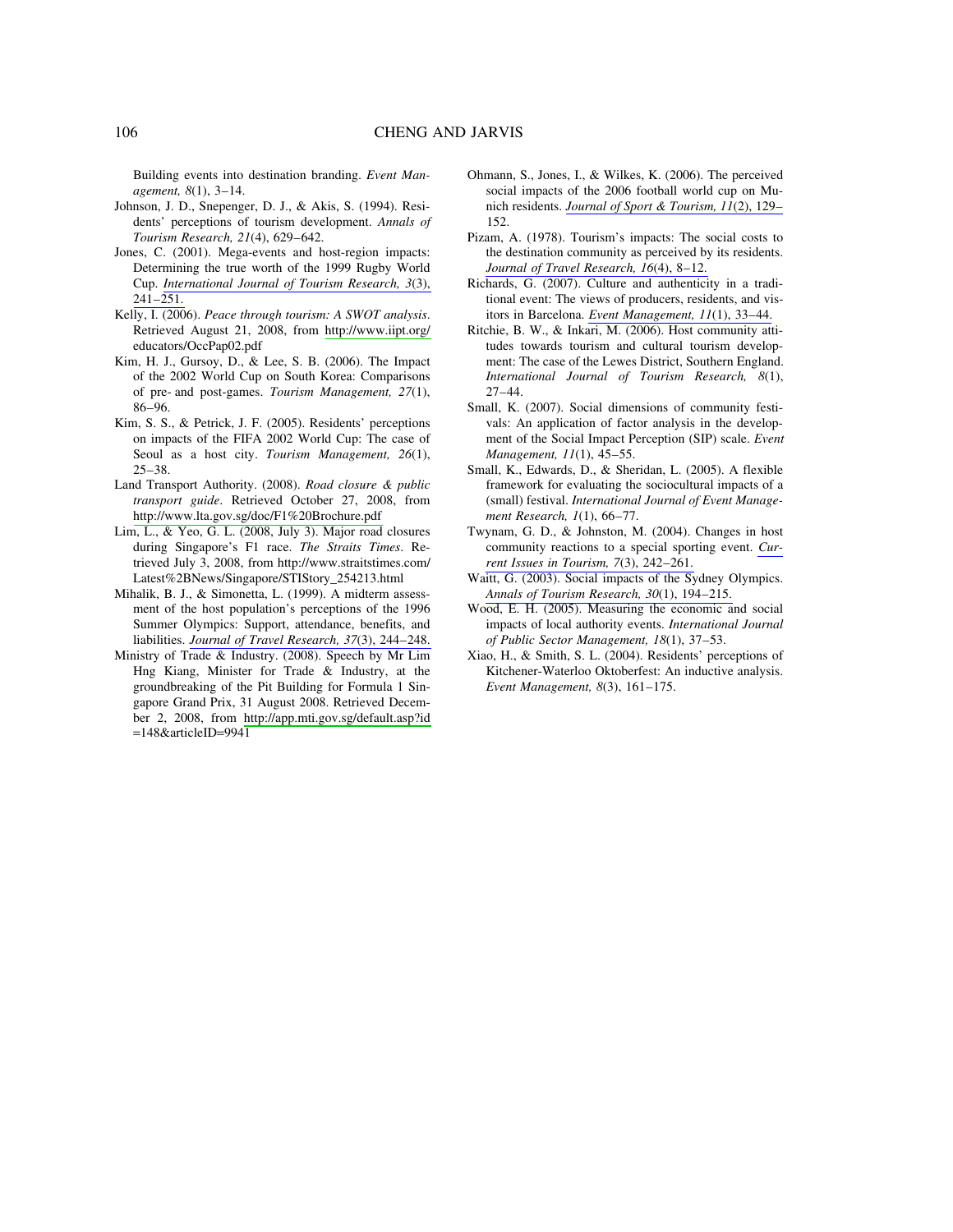Building events into destination branding. *Event Management, 8*(1), 3–14.

Johnson, J. D., Snepenger, D. J., & Akis, S. (1994). Residents' perceptions of tourism development. *Annals of Tourism Research, 21*(4), 629–642.

Jones, C. (2001). Mega-events and host-region impacts: Determining the true worth of the 1999 Rugby World Cup. *International Journal of Tourism Research, 3*(3), 241–251.

Kelly, I. (2006). *Peace through tourism: A SWOT analysis*. Retrieved August 21, 2008, from http://www.iipt.org/educators/OccPap02.pdf

Kim, H. J., Gursoy, D., & Lee, S. B. (2006). The Impact of the 2002 World Cup on South Korea: Comparisons of pre- and post-games. *Tourism Management, 27*(1), 86–96.

Kim, S. S., & Petrick, J. F. (2005). Residents' perceptions on impacts of the FIFA 2002 World Cup: The case of Seoul as a host city. *Tourism Management, 26*(1), 25–38.

Land Transport Authority. (2008). *Road closure & public transport guide*. Retrieved October 27, 2008, from http://www.lta.gov.sg/doc/F1%20Brochure.pdf

Lim, L., & Yeo, G. L. (2008, July 3). Major road closures during Singapore's F1 race. *The Straits Times*. Retrieved July 3, 2008, from http://www.straitstimes.com/Latest%2BNews/Singapore/STIStory_254213.html

Mihalik, B. J., & Simonetta, L. (1999). A midterm assessment of the host population's perceptions of the 1996 Summer Olympics: Support, attendance, benefits, and liabilities. *Journal of Travel Research, 37*(3), 244–248.

Ministry of Trade & Industry. (2008). Speech by Mr Lim Hng Kiang, Minister for Trade & Industry, at the groundbreaking of the Pit Building for Formula 1 Singapore Grand Prix, 31 August 2008. Retrieved December 2, 2008, from http://app.mti.gov.sg/default.asp?id=148&articleID=9941

Ohmann, S., Jones, I., & Wilkes, K. (2006). The perceived social impacts of the 2006 football world cup on Munich residents. *Journal of Sport & Tourism, 11*(2), 129–152.

Pizam, A. (1978). Tourism's impacts: The social costs to the destination community as perceived by its residents. *Journal of Travel Research, 16*(4), 8–12.

Richards, G. (2007). Culture and authenticity in a traditional event: The views of producers, residents, and visitors in Barcelona. *Event Management, 11*(1), 33–44.

Ritchie, B. W., & Inkari, M. (2006). Host community attitudes towards tourism and cultural tourism development: The case of the Lewes District, Southern England. *International Journal of Tourism Research, 8*(1), 27–44.

Small, K. (2007). Social dimensions of community festivals: An application of factor analysis in the development of the Social Impact Perception (SIP) scale. *Event Management, 11*(1), 45–55.

Small, K., Edwards, D., & Sheridan, L. (2005). A flexible framework for evaluating the sociocultural impacts of a (small) festival. *International Journal of Event Management Research, 1*(1), 66–77.

Twynam, G. D., & Johnston, M. (2004). Changes in host community reactions to a special sporting event. *Current Issues in Tourism, 7*(3), 242–261.

Waitt, G. (2003). Social impacts of the Sydney Olympics. *Annals of Tourism Research, 30*(1), 194–215.

Wood, E. H. (2005). Measuring the economic and social impacts of local authority events. *International Journal of Public Sector Management, 18*(1), 37–53.

Xiao, H., & Smith, S. L. (2004). Residents' perceptions of Kitchener-Waterloo Oktoberfest: An inductive analysis. *Event Management, 8*(3), 161–175.